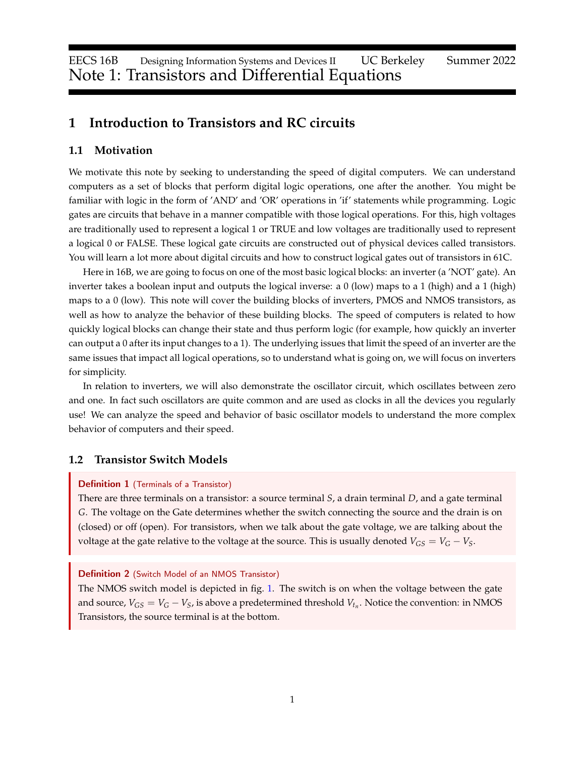EECS 16B Designing Information Systems and Devices II UC Berkeley Summer 2022

# Note 1: Transistors and Differential Equations

## 1 Introduction to Transistors and RC circuits

### 1.1 Motivation

We motivate this note by seeking to understanding the speed of digital computers. We can understand computers as a set of blocks that perform digital logic operations, one after the another. You might be familiar with logic in the form of 'AND' and 'OR' operations in 'if' statements while programming. Logic gates are circuits that behave in a manner compatible with those logical operations. For this, high voltages are traditionally used to represent a logical 1 or TRUE and low voltages are traditionally used to represent a logical 0 or FALSE. These logical gate circuits are constructed out of physical devices called transistors. You will learn a lot more about digital circuits and how to construct logical gates out of transistors in 61C.

Here in 16B, we are going to focus on one of the most basic logical blocks: an inverter (a 'NOT' gate). An inverter takes a boolean input and outputs the logical inverse: a 0 (low) maps to a 1 (high) and a 1 (high) maps to a 0 (low). This note will cover the building blocks of inverters, PMOS and NMOS transistors, as well as how to analyze the behavior of these building blocks. The speed of computers is related to how quickly logical blocks can change their state and thus perform logic (for example, how quickly an inverter can output a 0 after its input changes to a 1). The underlying issues that limit the speed of an inverter are the same issues that impact all logical operations, so to understand what is going on, we will focus on inverters for simplicity.

In relation to inverters, we will also demonstrate the oscillator circuit, which oscillates between zero and one. In fact such oscillators are quite common and are used as clocks in all the devices you regularly use! We can analyze the speed and behavior of basic oscillator models to understand the more complex behavior of computers and their speed.

### 1.2 Transistor Switch Models

**Definition 1** (Terminals of a Transistor)
There are three terminals on a transistor: a source terminal $S$, a drain terminal $D$, and a gate terminal $G$. The voltage on the Gate determines whether the switch connecting the source and the drain is on (closed) or off (open). For transistors, when we talk about the gate voltage, we are talking about the voltage at the gate relative to the voltage at the source. This is usually denoted $V_{GS} = V_G - V_S$.

**Definition 2** (Switch Model of an NMOS Transistor)
The NMOS switch model is depicted in fig. 1. The switch is on when the voltage between the gate and source, $V_{GS} = V_G - V_S$, is above a predetermined threshold $V_{t_n}$. Notice the convention: in NMOS Transistors, the source terminal is at the bottom.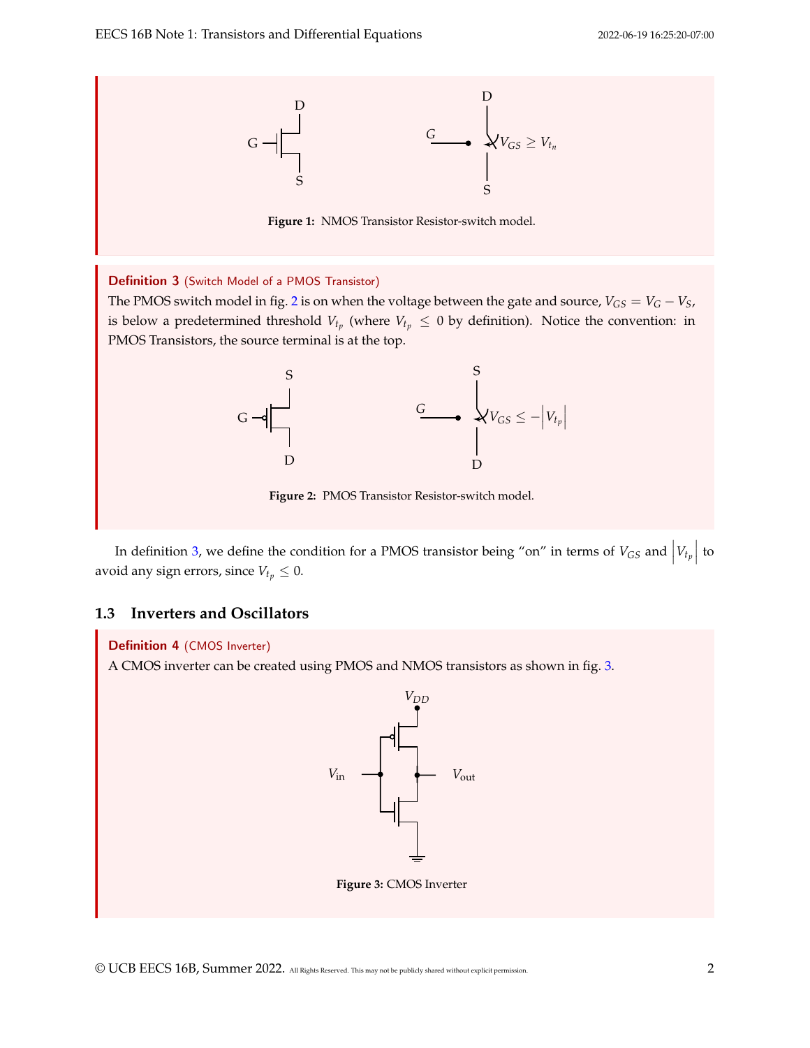Figure 1: NMOS Transistor Resistor-switch model.

**Definition 3** (Switch Model of a PMOS Transistor)
The PMOS switch model in fig. 2 is on when the voltage between the gate and source, $V_{GS} = V_G - V_S$, is below a predetermined threshold $V_{t_p}$ (where $V_{t_p} \leq 0$ by definition). Notice the convention: in PMOS Transistors, the source terminal is at the top.

Figure 2: PMOS Transistor Resistor-switch model.

In definition 3, we define the condition for a PMOS transistor being "on" in terms of $V_{GS}$ and $\left|V_{t_p}\right|$ to avoid any sign errors, since $V_{t_p} \leq 0$.

## 1.3 Inverters and Oscillators

**Definition 4** (CMOS Inverter)
A CMOS inverter can be created using PMOS and NMOS transistors as shown in fig. 3.

Figure 3: CMOS Inverter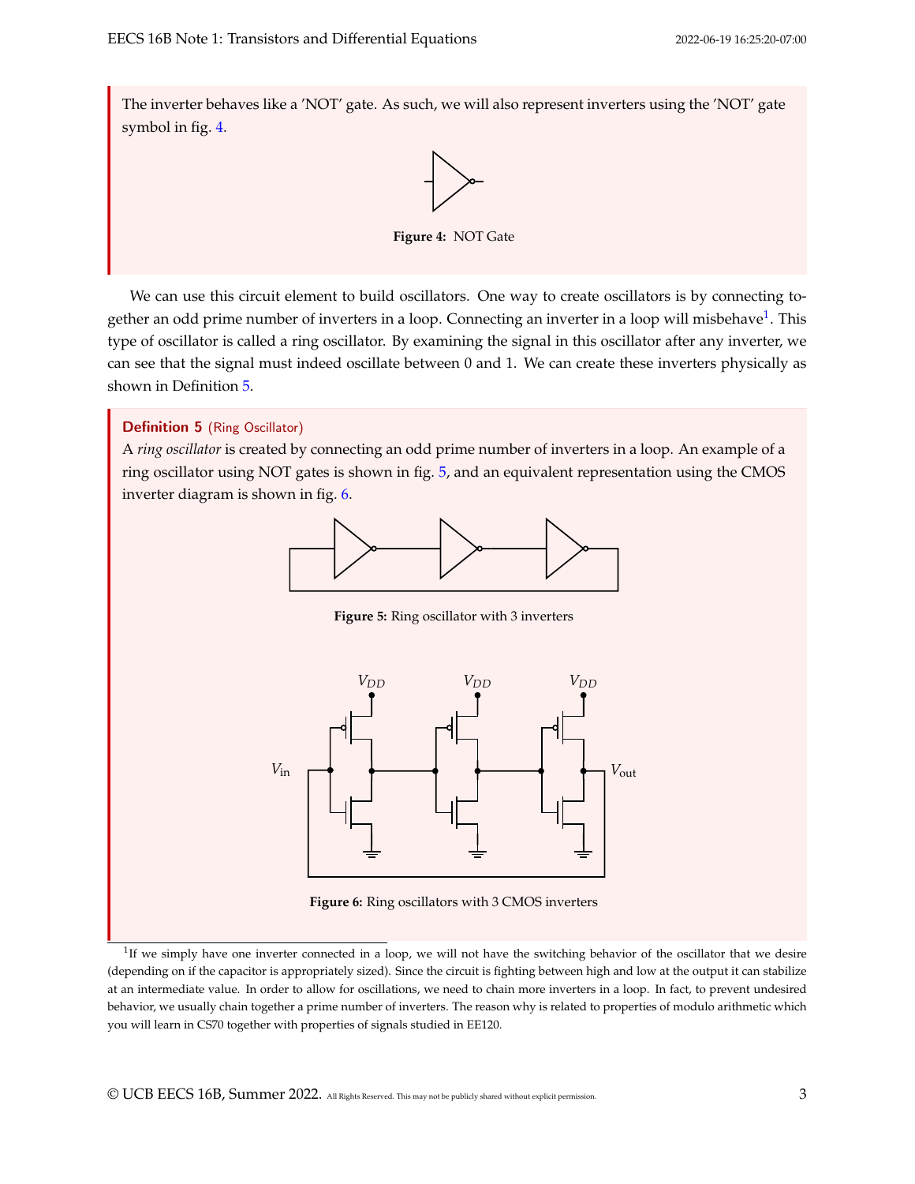The inverter behaves like a 'NOT' gate. As such, we will also represent inverters using the 'NOT' gate symbol in fig. 4.

**Figure 4:** NOT Gate

We can use this circuit element to build oscillators. One way to create oscillators is by connecting together an odd prime number of inverters in a loop. Connecting an inverter in a loop will misbehave[1]. This type of oscillator is called a ring oscillator. By examining the signal in this oscillator after any inverter, we can see that the signal must indeed oscillate between 0 and 1. We can create these inverters physically as shown in Definition 5.

**Definition 5** (Ring Oscillator)

A *ring oscillator* is created by connecting an odd prime number of inverters in a loop. An example of a ring oscillator using NOT gates is shown in fig. 5, and an equivalent representation using the CMOS inverter diagram is shown in fig. 6.

**Figure 5:** Ring oscillator with 3 inverters

**Figure 6:** Ring oscillators with 3 CMOS inverters

[1] If we simply have one inverter connected in a loop, we will not have the switching behavior of the oscillator that we desire (depending on if the capacitor is appropriately sized). Since the circuit is fighting between high and low at the output it can stabilize at an intermediate value. In order to allow for oscillations, we need to chain more inverters in a loop. In fact, to prevent undesired behavior, we usually chain together a prime number of inverters. The reason why is related to properties of modulo arithmetic which you will learn in CS70 together with properties of signals studied in EE120.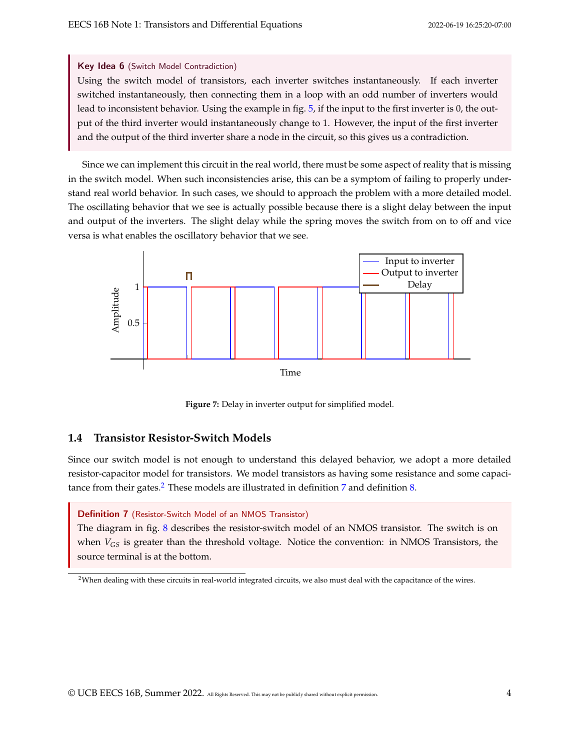**Key Idea 6** (Switch Model Contradiction)

Using the switch model of transistors, each inverter switches instantaneously. If each inverter switched instantaneously, then connecting them in a loop with an odd number of inverters would lead to inconsistent behavior. Using the example in fig. 5, if the input to the first inverter is 0, the output of the third inverter would instantaneously change to 1. However, the input of the first inverter and the output of the third inverter share a node in the circuit, so this gives us a contradiction.

Since we can implement this circuit in the real world, there must be some aspect of reality that is missing in the switch model. When such inconsistencies arise, this can be a symptom of failing to properly understand real world behavior. In such cases, we should to approach the problem with a more detailed model. The oscillating behavior that we see is actually possible because there is a slight delay between the input and output of the inverters. The slight delay while the spring moves the switch from on to off and vice versa is what enables the oscillatory behavior that we see.

**Figure 7:** Delay in inverter output for simplified model.

## 1.4 Transistor Resistor-Switch Models

Since our switch model is not enough to understand this delayed behavior, we adopt a more detailed resistor-capacitor model for transistors. We model transistors as having some resistance and some capacitance from their gates.[2] These models are illustrated in definition 7 and definition 8.

**Definition 7** (Resistor-Switch Model of an NMOS Transistor)

The diagram in fig. 8 describes the resistor-switch model of an NMOS transistor. The switch is on when $V_{GS}$ is greater than the threshold voltage. Notice the convention: in NMOS Transistors, the source terminal is at the bottom.

[2] When dealing with these circuits in real-world integrated circuits, we also must deal with the capacitance of the wires.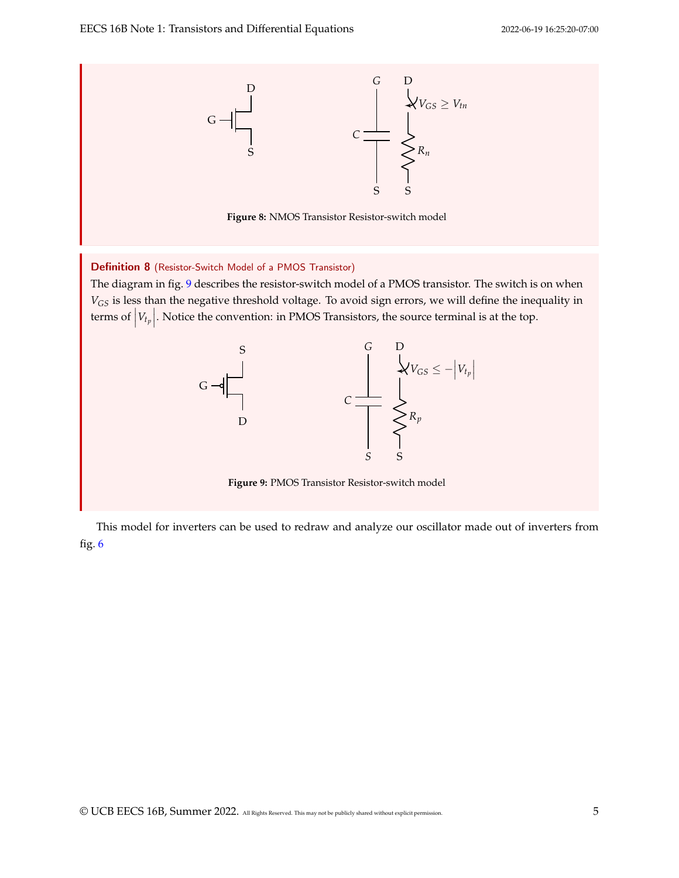**Figure 8:** NMOS Transistor Resistor-switch model

**Definition 8** (Resistor-Switch Model of a PMOS Transistor)

The diagram in fig. 9 describes the resistor-switch model of a PMOS transistor. The switch is on when $V_{GS}$ is less than the negative threshold voltage. To avoid sign errors, we will define the inequality in terms of $\left|V_{t_p}\right|$. Notice the convention: in PMOS Transistors, the source terminal is at the top.

**Figure 9:** PMOS Transistor Resistor-switch model

This model for inverters can be used to redraw and analyze our oscillator made out of inverters from fig. 6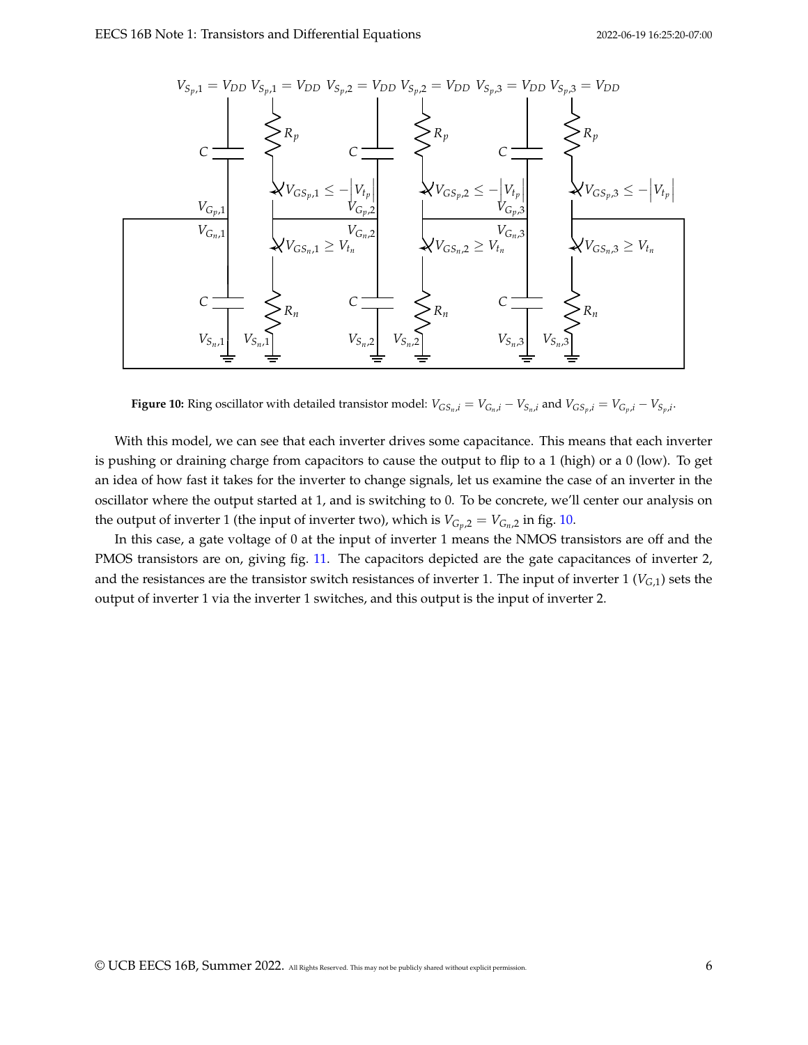**Figure 10:** Ring oscillator with detailed transistor model: $V_{GS_n,i} = V_{G_n,i} - V_{S_n,i}$ and $V_{GS_p,i} = V_{G_p,i} - V_{S_p,i}$.

With this model, we can see that each inverter drives some capacitance. This means that each inverter is pushing or draining charge from capacitors to cause the output to flip to a 1 (high) or a 0 (low). To get an idea of how fast it takes for the inverter to change signals, let us examine the case of an inverter in the oscillator where the output started at 1, and is switching to 0. To be concrete, we'll center our analysis on the output of inverter 1 (the input of inverter two), which is $V_{G_p,2} = V_{G_n,2}$ in fig. 10.

In this case, a gate voltage of 0 at the input of inverter 1 means the NMOS transistors are off and the PMOS transistors are on, giving fig. 11. The capacitors depicted are the gate capacitances of inverter 2, and the resistances are the transistor switch resistances of inverter 1. The input of inverter 1 ($V_{G,1}$) sets the output of inverter 1 via the inverter 1 switches, and this output is the input of inverter 2.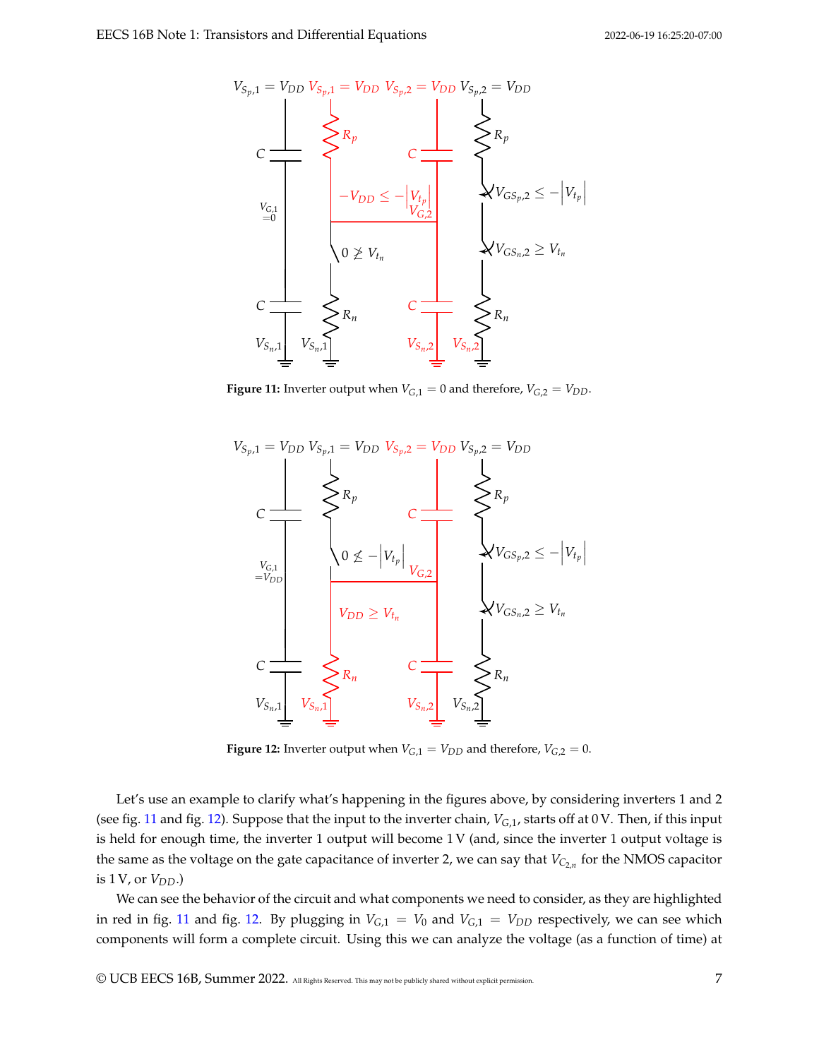Figure 11: Inverter output when $V_{G,1} = 0$ and therefore, $V_{G,2} = V_{DD}$.

Figure 12: Inverter output when $V_{G,1} = V_{DD}$ and therefore, $V_{G,2} = 0$.

Let's use an example to clarify what's happening in the figures above, by considering inverters 1 and 2 (see fig. 11 and fig. 12). Suppose that the input to the inverter chain, $V_{G,1}$, starts off at 0 V. Then, if this input is held for enough time, the inverter 1 output will become 1 V (and, since the inverter 1 output voltage is the same as the voltage on the gate capacitance of inverter 2, we can say that $V_{C_{2,n}}$ for the NMOS capacitor is 1 V, or $V_{DD}$.)

We can see the behavior of the circuit and what components we need to consider, as they are highlighted in red in fig. 11 and fig. 12. By plugging in $V_{G,1} = V_0$ and $V_{G,1} = V_{DD}$ respectively, we can see which components will form a complete circuit. Using this we can analyze the voltage (as a function of time) at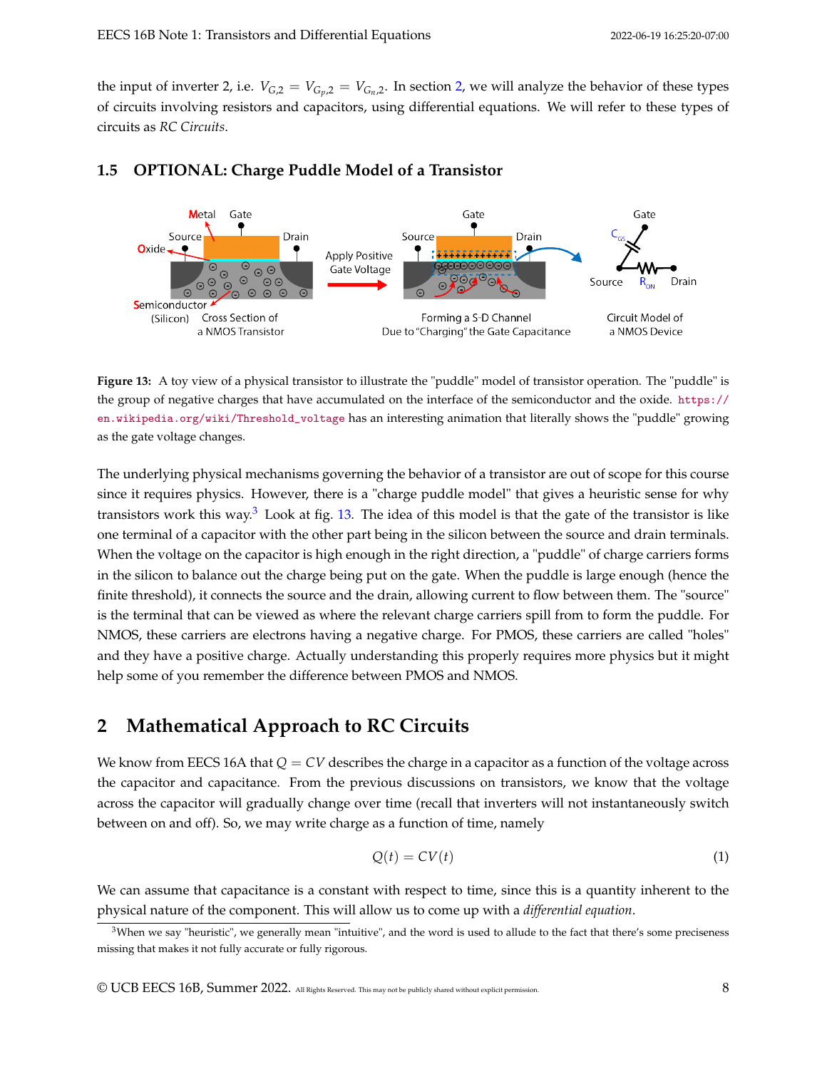the input of inverter 2, i.e. $V_{G,2} = V_{G_p,2} = V_{G_n,2}$. In section 2, we will analyze the behavior of these types of circuits involving resistors and capacitors, using differential equations. We will refer to these types of circuits as *RC Circuits*.

### 1.5 OPTIONAL: Charge Puddle Model of a Transistor

**Figure 13:** A toy view of a physical transistor to illustrate the "puddle" model of transistor operation. The "puddle" is the group of negative charges that have accumulated on the interface of the semiconductor and the oxide. https://en.wikipedia.org/wiki/Threshold_voltage has an interesting animation that literally shows the "puddle" growing as the gate voltage changes.

The underlying physical mechanisms governing the behavior of a transistor are out of scope for this course since it requires physics. However, there is a "charge puddle model" that gives a heuristic sense for why transistors work this way.[3] Look at fig. 13. The idea of this model is that the gate of the transistor is like one terminal of a capacitor with the other part being in the silicon between the source and drain terminals. When the voltage on the capacitor is high enough in the right direction, a "puddle" of charge carriers forms in the silicon to balance out the charge being put on the gate. When the puddle is large enough (hence the finite threshold), it connects the source and the drain, allowing current to flow between them. The "source" is the terminal that can be viewed as where the relevant charge carriers spill from to form the puddle. For NMOS, these carriers are electrons having a negative charge. For PMOS, these carriers are called "holes" and they have a positive charge. Actually understanding this properly requires more physics but it might help some of you remember the difference between PMOS and NMOS.

## 2 Mathematical Approach to RC Circuits

We know from EECS 16A that $Q = CV$ describes the charge in a capacitor as a function of the voltage across the capacitor and capacitance. From the previous discussions on transistors, we know that the voltage across the capacitor will gradually change over time (recall that inverters will not instantaneously switch between on and off). So, we may write charge as a function of time, namely

$$Q(t) = CV(t) \tag{1}$$

We can assume that capacitance is a constant with respect to time, since this is a quantity inherent to the physical nature of the component. This will allow us to come up with a *differential equation*.

[3] When we say "heuristic", we generally mean "intuitive", and the word is used to allude to the fact that there's some preciseness missing that makes it not fully accurate or fully rigorous.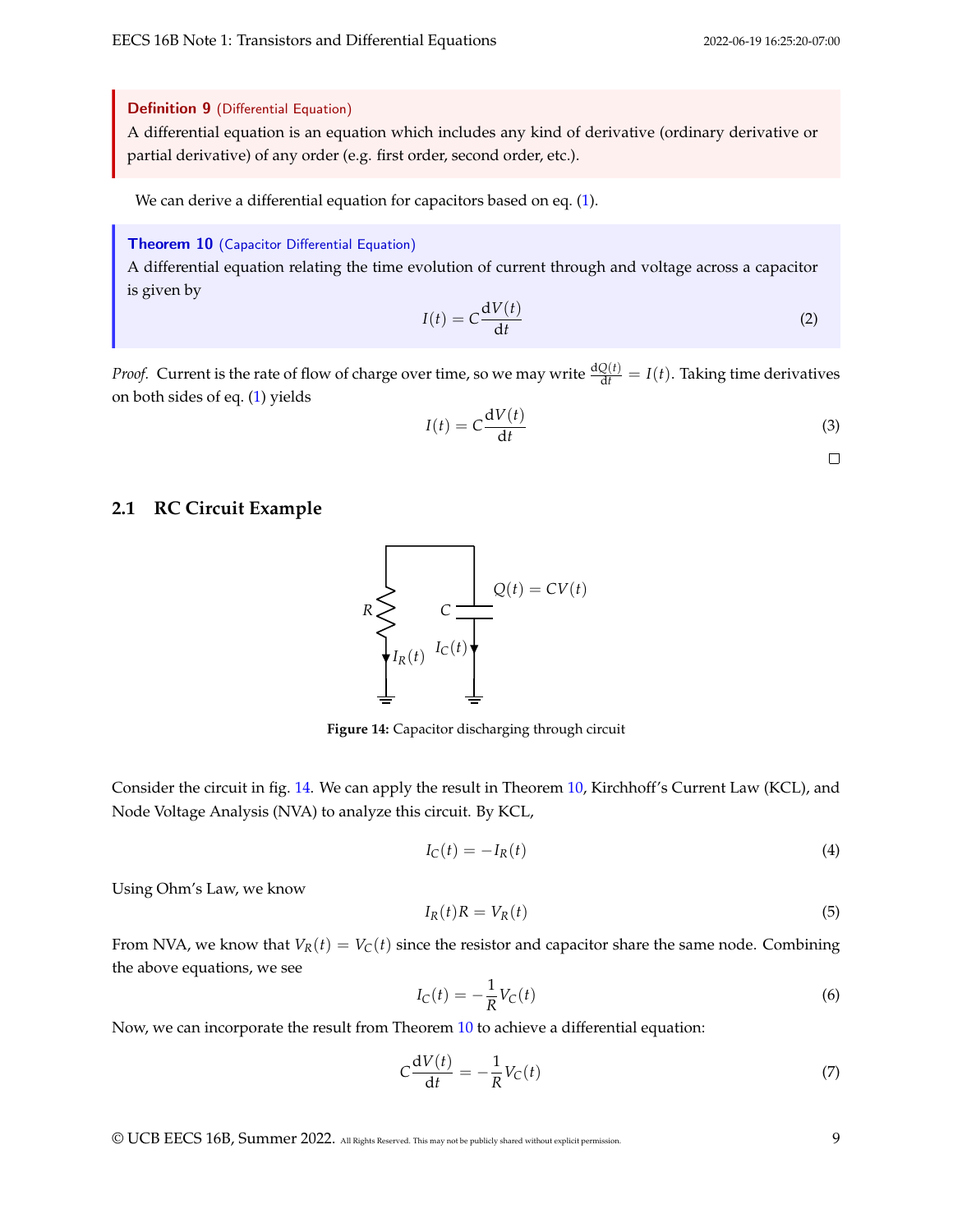**Definition 9** (Differential Equation)

A differential equation is an equation which includes any kind of derivative (ordinary derivative or partial derivative) of any order (e.g. first order, second order, etc.).

We can derive a differential equation for capacitors based on eq. (1).

**Theorem 10** (Capacitor Differential Equation)

A differential equation relating the time evolution of current through and voltage across a capacitor is given by

$$I(t) = C\frac{\mathrm{d}V(t)}{\mathrm{d}t} \tag{2}$$

*Proof.* Current is the rate of flow of charge over time, so we may write $\frac{\mathrm{d}Q(t)}{\mathrm{d}t} = I(t)$. Taking time derivatives on both sides of eq. (1) yields

$$I(t) = C\frac{\mathrm{d}V(t)}{\mathrm{d}t} \tag{3}$$

□

## 2.1 RC Circuit Example

**Figure 14:** Capacitor discharging through circuit

Consider the circuit in fig. 14. We can apply the result in Theorem 10, Kirchhoff's Current Law (KCL), and Node Voltage Analysis (NVA) to analyze this circuit. By KCL,

$$I_C(t) = -I_R(t) \tag{4}$$

Using Ohm's Law, we know

$$I_R(t)R = V_R(t) \tag{5}$$

From NVA, we know that $V_R(t) = V_C(t)$ since the resistor and capacitor share the same node. Combining the above equations, we see

$$I_C(t) = -\frac{1}{R}V_C(t) \tag{6}$$

Now, we can incorporate the result from Theorem 10 to achieve a differential equation:

$$C\frac{\mathrm{d}V(t)}{\mathrm{d}t} = -\frac{1}{R}V_C(t) \tag{7}$$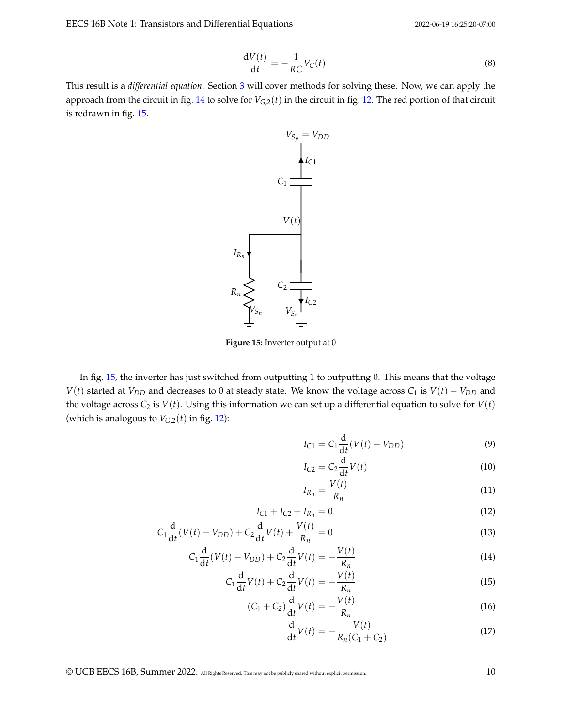$$\frac{dV(t)}{dt} = -\frac{1}{RC}V_C(t) \tag{8}$$

This result is a *differential equation*. Section 3 will cover methods for solving these. Now, we can apply the approach from the circuit in fig. 14 to solve for $V_{G,2}(t)$ in the circuit in fig. 12. The red portion of that circuit is redrawn in fig. 15.

**Figure 15:** Inverter output at 0

In fig. 15, the inverter has just switched from outputting 1 to outputting 0. This means that the voltage $V(t)$ started at $V_{DD}$ and decreases to 0 at steady state. We know the voltage across $C_1$ is $V(t) - V_{DD}$ and the voltage across $C_2$ is $V(t)$. Using this information we can set up a differential equation to solve for $V(t)$ (which is analogous to $V_{G,2}(t)$ in fig. 12):

$$I_{C1} = C_1 \frac{d}{dt}(V(t) - V_{DD}) \tag{9}$$

$$I_{C2} = C_2 \frac{d}{dt}V(t) \tag{10}$$

$$I_{R_n} = \frac{V(t)}{R_n} \tag{11}$$

$$I_{C1} + I_{C2} + I_{R_n} = 0 \tag{12}$$

$$C_1 \frac{d}{dt}(V(t) - V_{DD}) + C_2 \frac{d}{dt}V(t) + \frac{V(t)}{R_n} = 0 \tag{13}$$

$$C_1 \frac{d}{dt}(V(t) - V_{DD}) + C_2 \frac{d}{dt}V(t) = -\frac{V(t)}{R_n} \tag{14}$$

$$C_1 \frac{d}{dt}V(t) + C_2 \frac{d}{dt}V(t) = -\frac{V(t)}{R_n} \tag{15}$$

$$(C_1 + C_2)\frac{d}{dt}V(t) = -\frac{V(t)}{R_n} \tag{16}$$

$$\frac{d}{dt}V(t) = -\frac{V(t)}{R_n(C_1 + C_2)} \tag{17}$$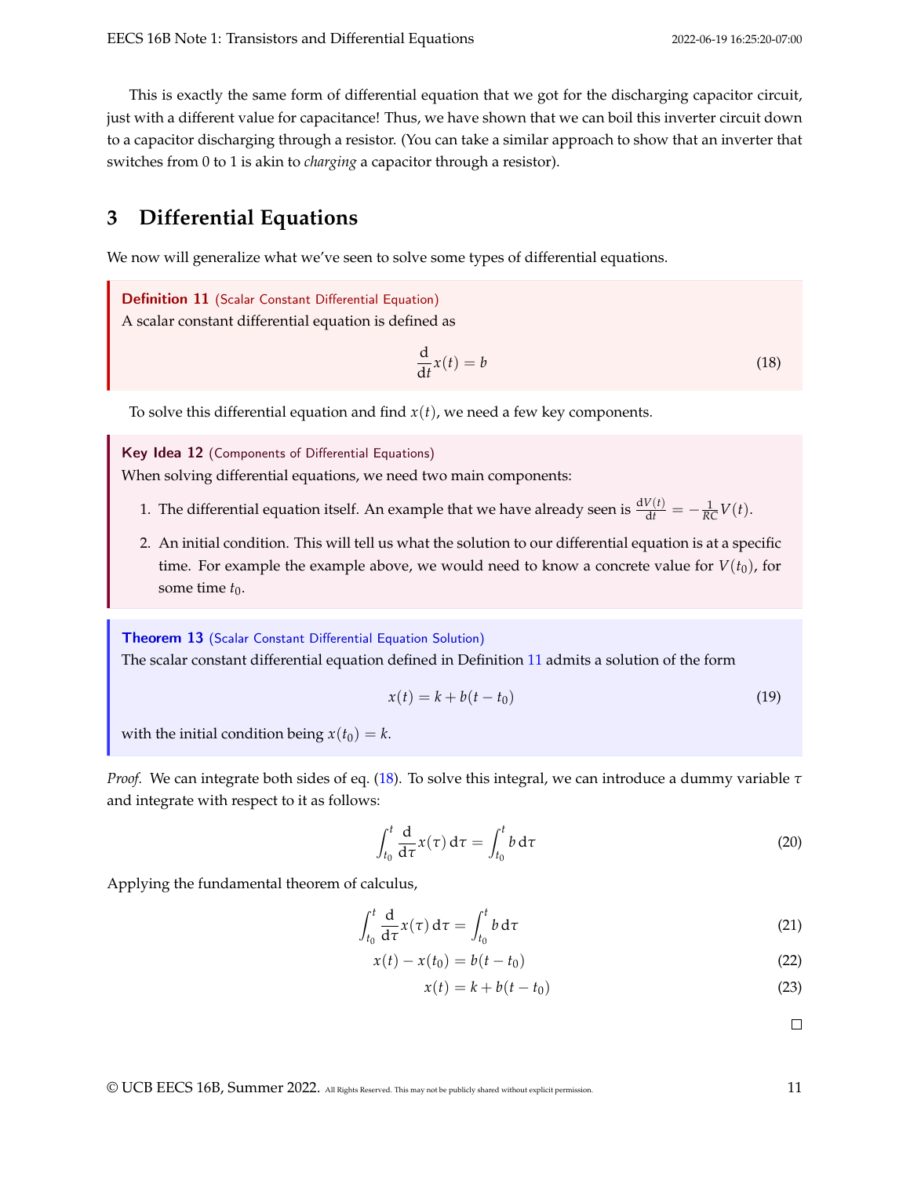This is exactly the same form of differential equation that we got for the discharging capacitor circuit, just with a different value for capacitance! Thus, we have shown that we can boil this inverter circuit down to a capacitor discharging through a resistor. (You can take a similar approach to show that an inverter that switches from 0 to 1 is akin to *charging* a capacitor through a resistor).

## 3 Differential Equations

We now will generalize what we've seen to solve some types of differential equations.

**Definition 11** (Scalar Constant Differential Equation)
A scalar constant differential equation is defined as

$$\frac{\mathrm{d}}{\mathrm{d}t}x(t) = b \tag{18}$$

To solve this differential equation and find $x(t)$, we need a few key components.

**Key Idea 12** (Components of Differential Equations)
When solving differential equations, we need two main components:

1. The differential equation itself. An example that we have already seen is $\frac{\mathrm{d}V(t)}{\mathrm{d}t} = -\frac{1}{RC}V(t)$.
2. An initial condition. This will tell us what the solution to our differential equation is at a specific time. For example the example above, we would need to know a concrete value for $V(t_0)$, for some time $t_0$.

**Theorem 13** (Scalar Constant Differential Equation Solution)
The scalar constant differential equation defined in Definition 11 admits a solution of the form

$$x(t) = k + b(t - t_0) \tag{19}$$

with the initial condition being $x(t_0) = k$.

*Proof.* We can integrate both sides of eq. (18). To solve this integral, we can introduce a dummy variable $\tau$ and integrate with respect to it as follows:

$$\int_{t_0}^{t} \frac{\mathrm{d}}{\mathrm{d}\tau}x(\tau)\,\mathrm{d}\tau = \int_{t_0}^{t} b\,\mathrm{d}\tau \tag{20}$$

Applying the fundamental theorem of calculus,

$$\int_{t_0}^{t} \frac{\mathrm{d}}{\mathrm{d}\tau}x(\tau)\,\mathrm{d}\tau = \int_{t_0}^{t} b\,\mathrm{d}\tau \tag{21}$$

$$x(t) - x(t_0) = b(t - t_0) \tag{22}$$

$$x(t) = k + b(t - t_0) \tag{23}$$

□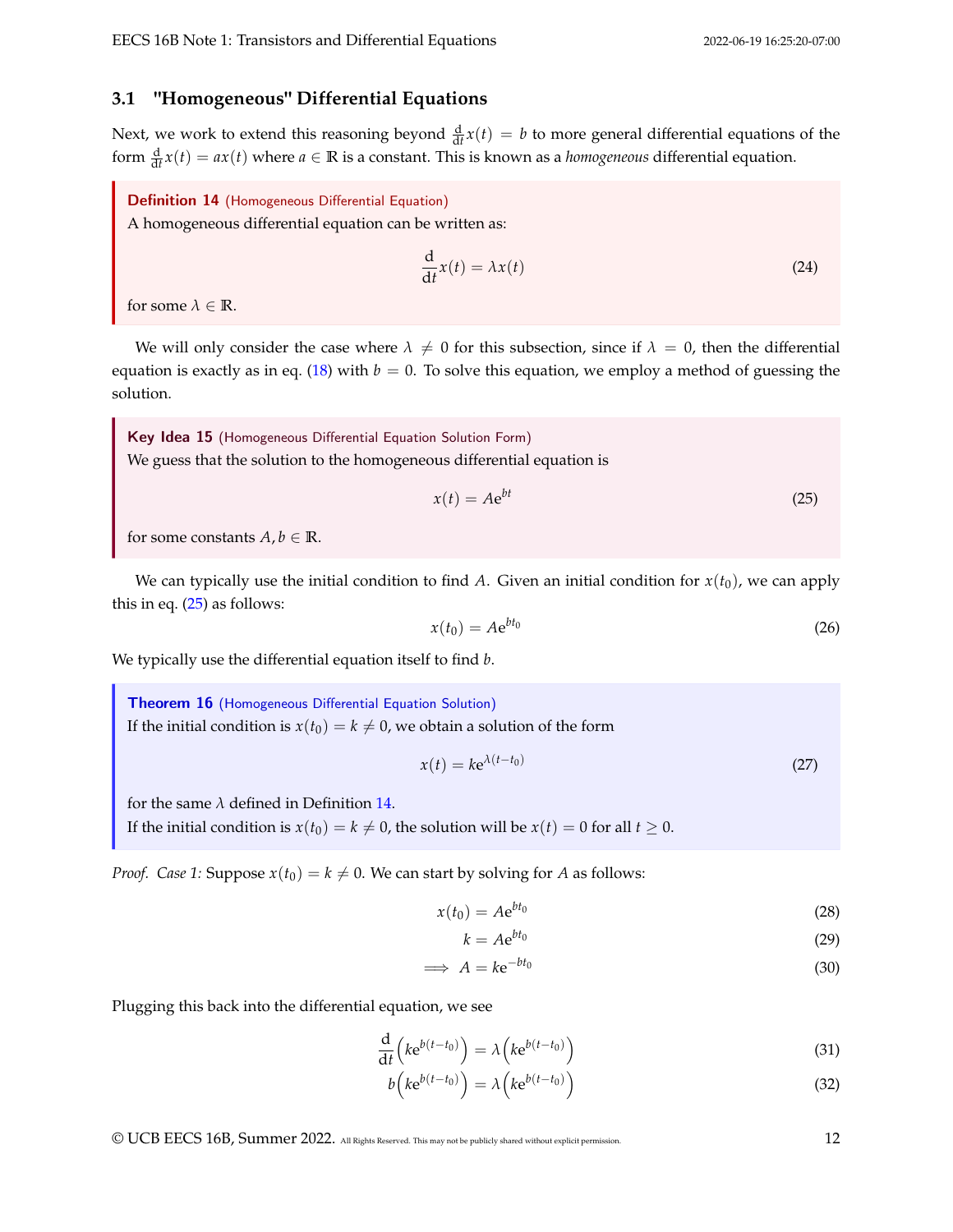### 3.1 "Homogeneous" Differential Equations

Next, we work to extend this reasoning beyond $\frac{d}{dt}x(t) = b$ to more general differential equations of the form $\frac{d}{dt}x(t) = ax(t)$ where $a \in \mathbb{R}$ is a constant. This is known as a *homogeneous* differential equation.

**Definition 14** (Homogeneous Differential Equation)
A homogeneous differential equation can be written as:

$$\frac{d}{dt}x(t) = \lambda x(t) \tag{24}$$

for some $\lambda \in \mathbb{R}$.

We will only consider the case where $\lambda \neq 0$ for this subsection, since if $\lambda = 0$, then the differential equation is exactly as in eq. (18) with $b = 0$. To solve this equation, we employ a method of guessing the solution.

**Key Idea 15** (Homogeneous Differential Equation Solution Form)
We guess that the solution to the homogeneous differential equation is

$$x(t) = Ae^{bt} \tag{25}$$

for some constants $A, b \in \mathbb{R}$.

We can typically use the initial condition to find $A$. Given an initial condition for $x(t_0)$, we can apply this in eq. (25) as follows:

$$x(t_0) = Ae^{bt_0} \tag{26}$$

We typically use the differential equation itself to find $b$.

**Theorem 16** (Homogeneous Differential Equation Solution)
If the initial condition is $x(t_0) = k \neq 0$, we obtain a solution of the form

$$x(t) = ke^{\lambda(t-t_0)} \tag{27}$$

for the same $\lambda$ defined in Definition 14.
If the initial condition is $x(t_0) = k \neq 0$, the solution will be $x(t) = 0$ for all $t \geq 0$.

*Proof. Case 1:* Suppose $x(t_0) = k \neq 0$. We can start by solving for $A$ as follows:

$$x(t_0) = Ae^{bt_0} \tag{28}$$

$$k = Ae^{bt_0} \tag{29}$$

$$\implies A = ke^{-bt_0} \tag{30}$$

Plugging this back into the differential equation, we see

$$\frac{d}{dt}\left(ke^{b(t-t_0)}\right) = \lambda\left(ke^{b(t-t_0)}\right) \tag{31}$$

$$b\left(ke^{b(t-t_0)}\right) = \lambda\left(ke^{b(t-t_0)}\right) \tag{32}$$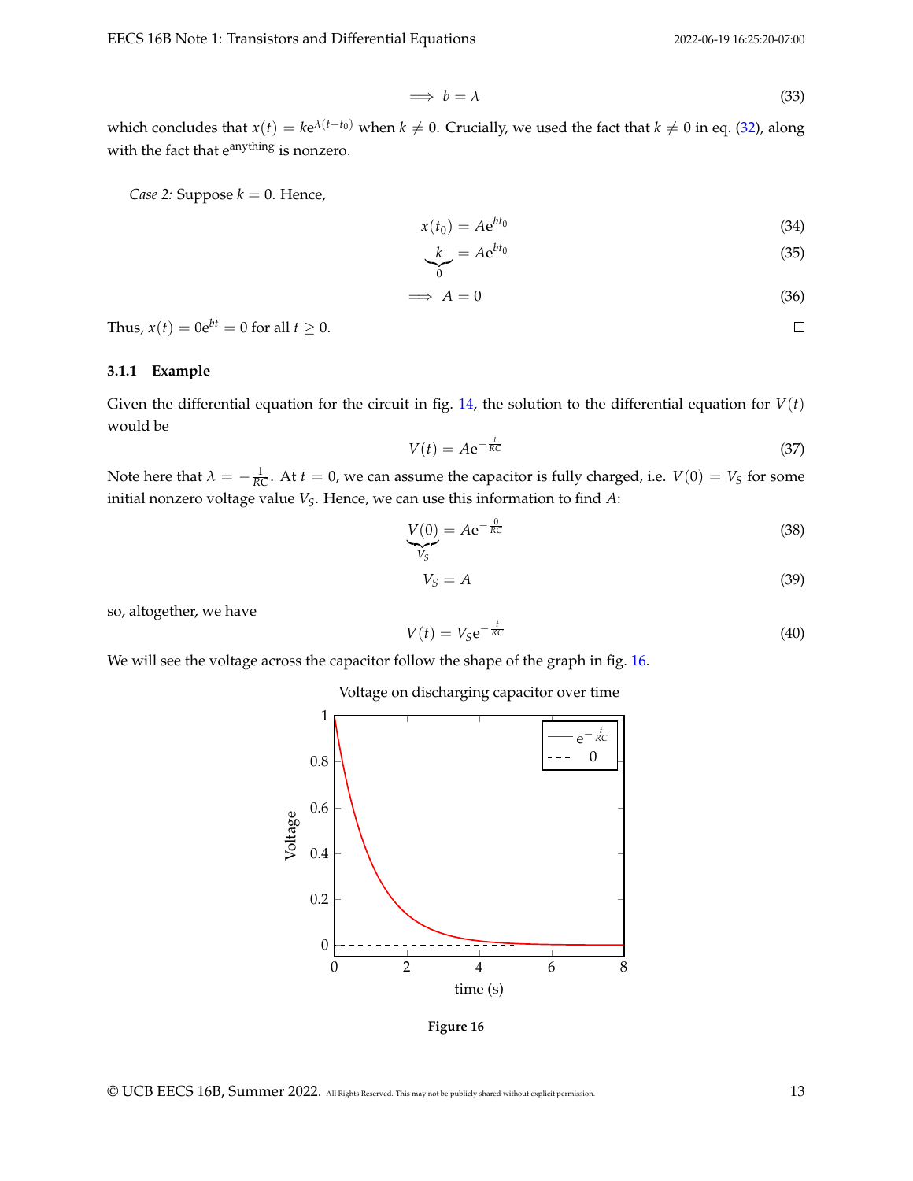$$\implies b = \lambda \tag{33}$$

which concludes that $x(t) = ke^{\lambda(t-t_0)}$ when $k \neq 0$. Crucially, we used the fact that $k \neq 0$ in eq. (32), along with the fact that $e^{\text{anything}}$ is nonzero.

*Case 2:* Suppose $k = 0$. Hence,

$$x(t_0) = Ae^{bt_0} \tag{34}$$

$$\underbrace{k}_{0} = Ae^{bt_0} \tag{35}$$

$$\implies A = 0 \tag{36}$$

Thus, $x(t) = 0e^{bt} = 0$ for all $t \geq 0$. □

### 3.1.1 Example

Given the differential equation for the circuit in fig. 14, the solution to the differential equation for $V(t)$ would be

$$V(t) = Ae^{-\frac{t}{RC}} \tag{37}$$

Note here that $\lambda = -\frac{1}{RC}$. At $t = 0$, we can assume the capacitor is fully charged, i.e. $V(0) = V_S$ for some initial nonzero voltage value $V_S$. Hence, we can use this information to find $A$:

$$\underbrace{V(0)}_{V_S} = Ae^{-\frac{0}{RC}} \tag{38}$$

$$V_S = A \tag{39}$$

so, altogether, we have

$$V(t) = V_S e^{-\frac{t}{RC}} \tag{40}$$

We will see the voltage across the capacitor follow the shape of the graph in fig. 16.

Figure 16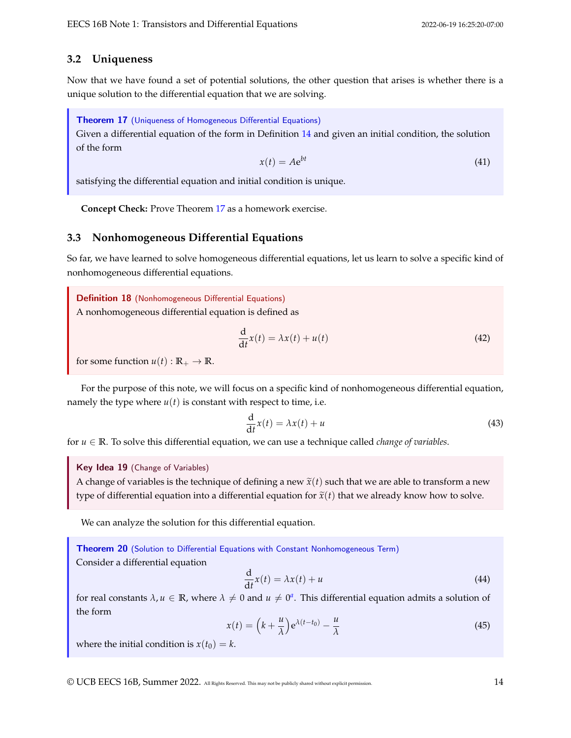### 3.2 Uniqueness

Now that we have found a set of potential solutions, the other question that arises is whether there is a unique solution to the differential equation that we are solving.

**Theorem 17** (Uniqueness of Homogeneous Differential Equations)
Given a differential equation of the form in Definition 14 and given an initial condition, the solution of the form

$$x(t) = Ae^{bt} \tag{41}$$

satisfying the differential equation and initial condition is unique.

**Concept Check:** Prove Theorem 17 as a homework exercise.

### 3.3 Nonhomogeneous Differential Equations

So far, we have learned to solve homogeneous differential equations, let us learn to solve a specific kind of nonhomogeneous differential equations.

**Definition 18** (Nonhomogeneous Differential Equations)
A nonhomogeneous differential equation is defined as

$$\frac{\mathrm{d}}{\mathrm{d}t}x(t) = \lambda x(t) + u(t) \tag{42}$$

for some function $u(t) : \mathbb{R}_+ \to \mathbb{R}$.

For the purpose of this note, we will focus on a specific kind of nonhomogeneous differential equation, namely the type where $u(t)$ is constant with respect to time, i.e.

$$\frac{\mathrm{d}}{\mathrm{d}t}x(t) = \lambda x(t) + u \tag{43}$$

for $u \in \mathbb{R}$. To solve this differential equation, we can use a technique called *change of variables*.

**Key Idea 19** (Change of Variables)
A change of variables is the technique of defining a new $\widetilde{x}(t)$ such that we are able to transform a new type of differential equation into a differential equation for $\widetilde{x}(t)$ that we already know how to solve.

We can analyze the solution for this differential equation.

**Theorem 20** (Solution to Differential Equations with Constant Nonhomogeneous Term)
Consider a differential equation

$$\frac{\mathrm{d}}{\mathrm{d}t}x(t) = \lambda x(t) + u \tag{44}$$

for real constants $\lambda, u \in \mathbb{R}$, where $\lambda \neq 0$ and $u \neq 0$[a]. This differential equation admits a solution of the form

$$x(t) = \left(k + \frac{u}{\lambda}\right)e^{\lambda(t-t_0)} - \frac{u}{\lambda} \tag{45}$$

where the initial condition is $x(t_0) = k$.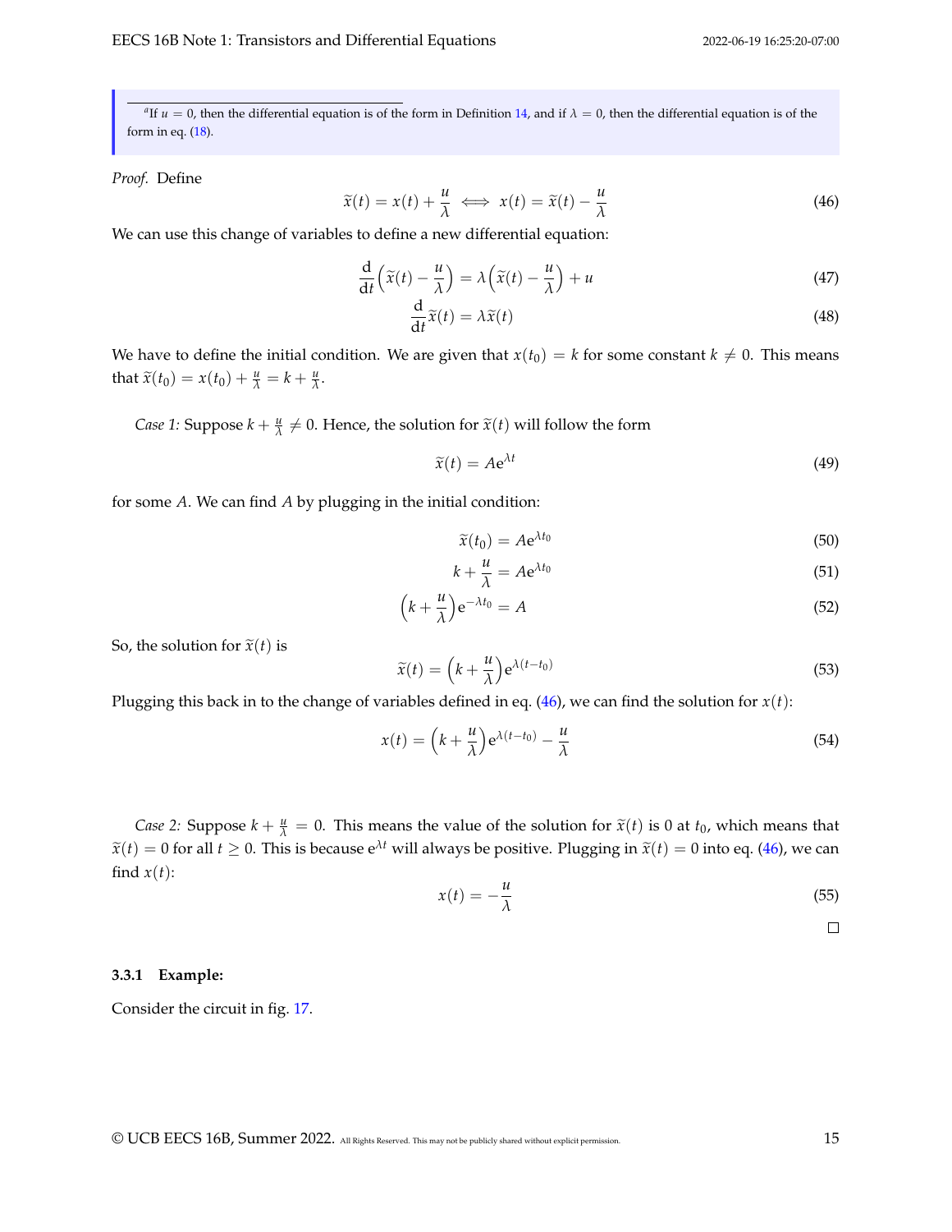[a] If $u = 0$, then the differential equation is of the form in Definition 14, and if $\lambda = 0$, then the differential equation is of the form in eq. (18).

*Proof.* Define

$$\widetilde{x}(t) = x(t) + \frac{u}{\lambda} \iff x(t) = \widetilde{x}(t) - \frac{u}{\lambda} \tag{46}$$

We can use this change of variables to define a new differential equation:

$$\frac{\mathrm{d}}{\mathrm{d}t}\Big(\widetilde{x}(t) - \frac{u}{\lambda}\Big) = \lambda\Big(\widetilde{x}(t) - \frac{u}{\lambda}\Big) + u \tag{47}$$

$$\frac{\mathrm{d}}{\mathrm{d}t}\widetilde{x}(t) = \lambda\widetilde{x}(t) \tag{48}$$

We have to define the initial condition. We are given that $x(t_0) = k$ for some constant $k \neq 0$. This means that $\widetilde{x}(t_0) = x(t_0) + \frac{u}{\lambda} = k + \frac{u}{\lambda}$.

*Case 1:* Suppose $k + \frac{u}{\lambda} \neq 0$. Hence, the solution for $\widetilde{x}(t)$ will follow the form

$$\widetilde{x}(t) = A\mathrm{e}^{\lambda t} \tag{49}$$

for some $A$. We can find $A$ by plugging in the initial condition:

$$\widetilde{x}(t_0) = A\mathrm{e}^{\lambda t_0} \tag{50}$$

$$k + \frac{u}{\lambda} = A\mathrm{e}^{\lambda t_0} \tag{51}$$

$$\Big(k + \frac{u}{\lambda}\Big)\mathrm{e}^{-\lambda t_0} = A \tag{52}$$

So, the solution for $\widetilde{x}(t)$ is

$$\widetilde{x}(t) = \Big(k + \frac{u}{\lambda}\Big)\mathrm{e}^{\lambda(t-t_0)} \tag{53}$$

Plugging this back in to the change of variables defined in eq. (46), we can find the solution for $x(t)$:

$$x(t) = \Big(k + \frac{u}{\lambda}\Big)\mathrm{e}^{\lambda(t-t_0)} - \frac{u}{\lambda} \tag{54}$$

*Case 2:* Suppose $k + \frac{u}{\lambda} = 0$. This means the value of the solution for $\widetilde{x}(t)$ is 0 at $t_0$, which means that $\widetilde{x}(t) = 0$ for all $t \geq 0$. This is because $\mathrm{e}^{\lambda t}$ will always be positive. Plugging in $\widetilde{x}(t) = 0$ into eq. (46), we can find $x(t)$:

$$x(t) = -\frac{u}{\lambda} \tag{55}$$

□

### 3.3.1 Example:

Consider the circuit in fig. 17.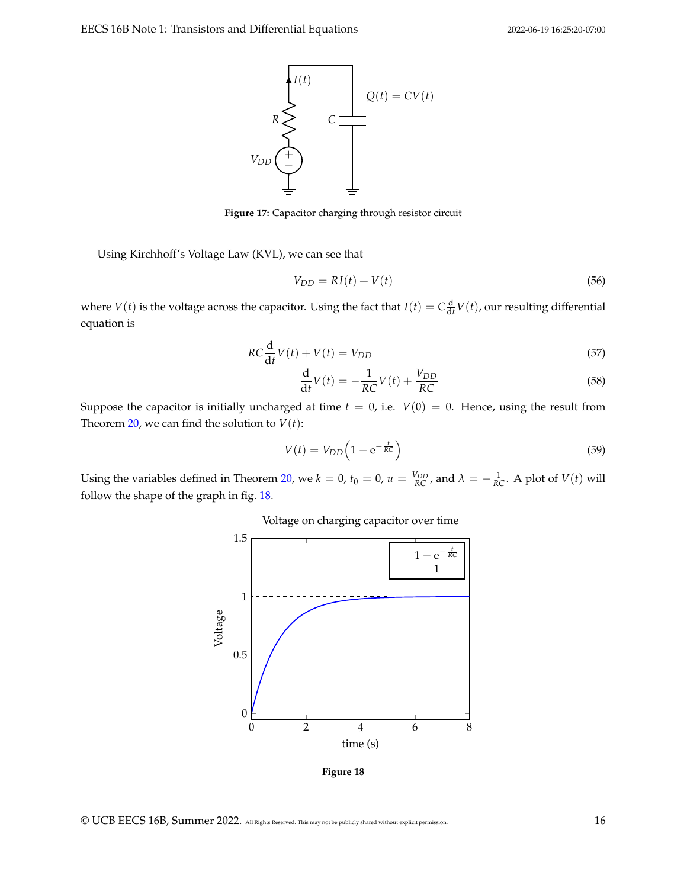Figure 17: Capacitor charging through resistor circuit

Using Kirchhoff's Voltage Law (KVL), we can see that

$$V_{DD} = RI(t) + V(t) \tag{56}$$

where $V(t)$ is the voltage across the capacitor. Using the fact that $I(t) = C\frac{\mathrm{d}}{\mathrm{d}t}V(t)$, our resulting differential equation is

$$RC\frac{\mathrm{d}}{\mathrm{d}t}V(t) + V(t) = V_{DD} \tag{57}$$

$$\frac{\mathrm{d}}{\mathrm{d}t}V(t) = -\frac{1}{RC}V(t) + \frac{V_{DD}}{RC} \tag{58}$$

Suppose the capacitor is initially uncharged at time $t = 0$, i.e. $V(0) = 0$. Hence, using the result from Theorem 20, we can find the solution to $V(t)$:

$$V(t) = V_{DD}\left(1 - \mathrm{e}^{-\frac{t}{RC}}\right) \tag{59}$$

Using the variables defined in Theorem 20, we $k = 0$, $t_0 = 0$, $u = \frac{V_{DD}}{RC}$, and $\lambda = -\frac{1}{RC}$. A plot of $V(t)$ will follow the shape of the graph in fig. 18.

Figure 18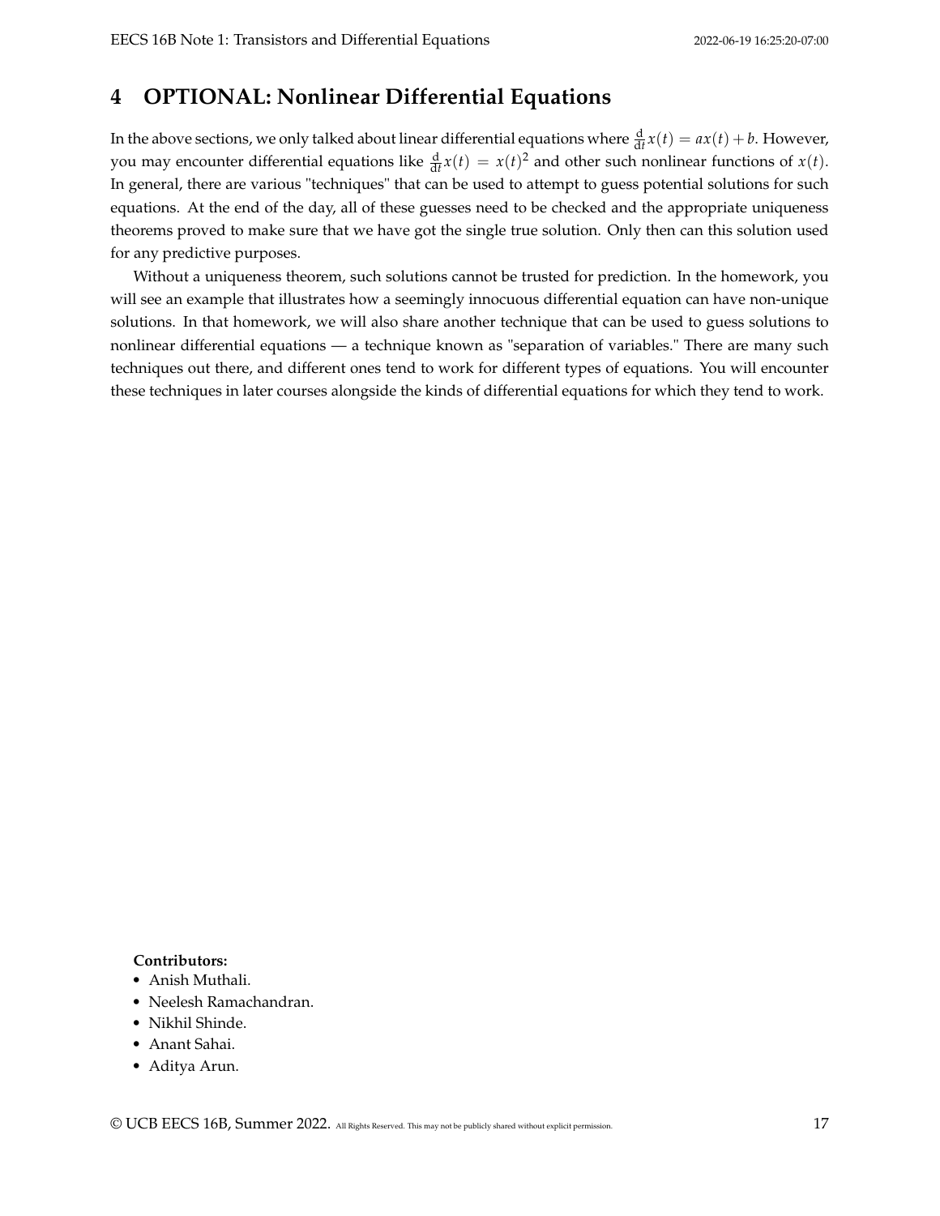# 4 OPTIONAL: Nonlinear Differential Equations

In the above sections, we only talked about linear differential equations where $\frac{\mathrm{d}}{\mathrm{d}t}x(t) = ax(t) + b$. However, you may encounter differential equations like $\frac{\mathrm{d}}{\mathrm{d}t}x(t) = x(t)^2$ and other such nonlinear functions of $x(t)$. In general, there are various "techniques" that can be used to attempt to guess potential solutions for such equations. At the end of the day, all of these guesses need to be checked and the appropriate uniqueness theorems proved to make sure that we have got the single true solution. Only then can this solution used for any predictive purposes.

Without a uniqueness theorem, such solutions cannot be trusted for prediction. In the homework, you will see an example that illustrates how a seemingly innocuous differential equation can have non-unique solutions. In that homework, we will also share another technique that can be used to guess solutions to nonlinear differential equations — a technique known as "separation of variables." There are many such techniques out there, and different ones tend to work for different types of equations. You will encounter these techniques in later courses alongside the kinds of differential equations for which they tend to work.

**Contributors:**

- Anish Muthali.
- Neelesh Ramachandran.
- Nikhil Shinde.
- Anant Sahai.
- Aditya Arun.